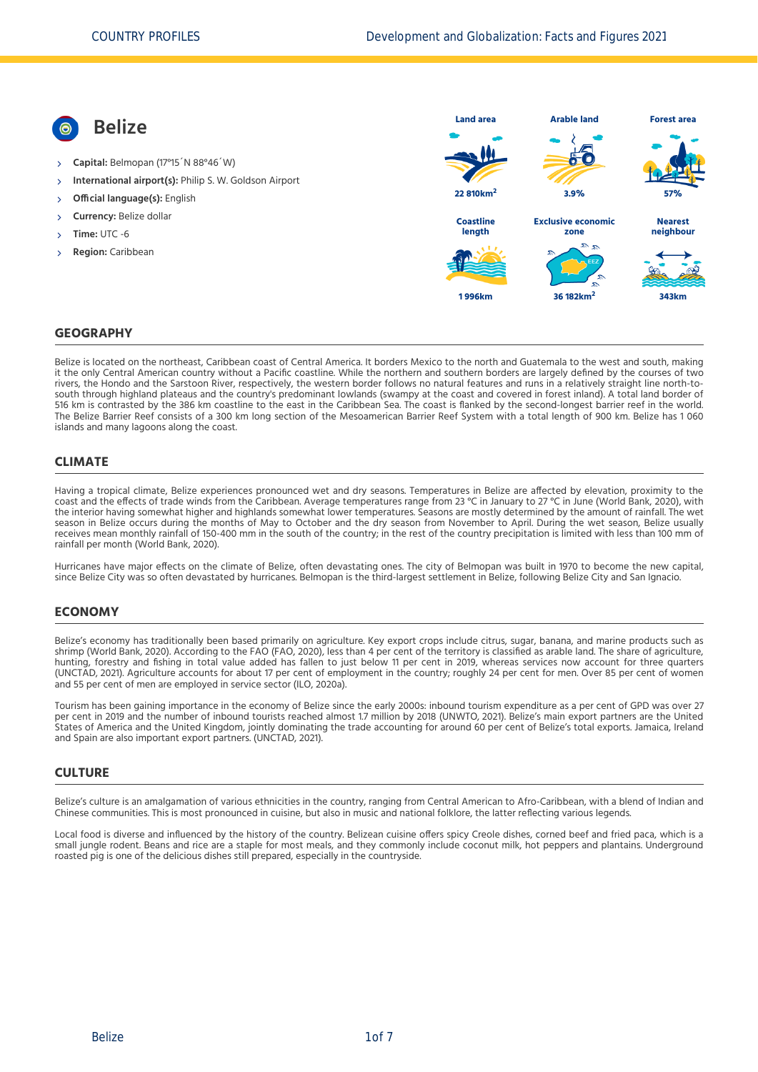# Belize

- **Capital:** Belmopan (17°15´N 88°46´W)
- **International airport(s):** Philip S. W. Goldson Airport
- **Official language(s):** English
- **Currency:** Belize dollar
- **Time:** UTC -6
- **Region:** Caribbean

| Land area | Arable land | Forest area |
| --- | --- | --- |
| 22 810km$^2$ | 3.9% | 57% |
| **Coastline length** | **Exclusive economic zone** | **Nearest neighbour** |
| 1 996km | 36 182km$^2$ | 343km |

## GEOGRAPHY

Belize is located on the northeast, Caribbean coast of Central America. It borders Mexico to the north and Guatemala to the west and south, making it the only Central American country without a Pacific coastline. While the northern and southern borders are largely defined by the courses of two rivers, the Hondo and the Sarstoon River, respectively, the western border follows no natural features and runs in a relatively straight line north-to-south through highland plateaus and the country's predominant lowlands (swampy at the coast and covered in forest inland). A total land border of 516 km is contrasted by the 386 km coastline to the east in the Caribbean Sea. The coast is flanked by the second-longest barrier reef in the world. The Belize Barrier Reef consists of a 300 km long section of the Mesoamerican Barrier Reef System with a total length of 900 km. Belize has 1 060 islands and many lagoons along the coast.

## CLIMATE

Having a tropical climate, Belize experiences pronounced wet and dry seasons. Temperatures in Belize are affected by elevation, proximity to the coast and the effects of trade winds from the Caribbean. Average temperatures range from 23 °C in January to 27 °C in June (World Bank, 2020), with the interior having somewhat higher and highlands somewhat lower temperatures. Seasons are mostly determined by the amount of rainfall. The wet season in Belize occurs during the months of May to October and the dry season from November to April. During the wet season, Belize usually receives mean monthly rainfall of 150-400 mm in the south of the country; in the rest of the country precipitation is limited with less than 100 mm of rainfall per month (World Bank, 2020).

Hurricanes have major effects on the climate of Belize, often devastating ones. The city of Belmopan was built in 1970 to become the new capital, since Belize City was so often devastated by hurricanes. Belmopan is the third-largest settlement in Belize, following Belize City and San Ignacio.

## ECONOMY

Belize's economy has traditionally been based primarily on agriculture. Key export crops include citrus, sugar, banana, and marine products such as shrimp (World Bank, 2020). According to the FAO (FAO, 2020), less than 4 per cent of the territory is classified as arable land. The share of agriculture, hunting, forestry and fishing in total value added has fallen to just below 11 per cent in 2019, whereas services now account for three quarters (UNCTAD, 2021). Agriculture accounts for about 17 per cent of employment in the country; roughly 24 per cent for men. Over 85 per cent of women and 55 per cent of men are employed in service sector (ILO, 2020a).

Tourism has been gaining importance in the economy of Belize since the early 2000s: inbound tourism expenditure as a per cent of GPD was over 27 per cent in 2019 and the number of inbound tourists reached almost 1.7 million by 2018 (UNWTO, 2021). Belize's main export partners are the United States of America and the United Kingdom, jointly dominating the trade accounting for around 60 per cent of Belize's total exports. Jamaica, Ireland and Spain are also important export partners. (UNCTAD, 2021).

## CULTURE

Belize's culture is an amalgamation of various ethnicities in the country, ranging from Central American to Afro-Caribbean, with a blend of Indian and Chinese communities. This is most pronounced in cuisine, but also in music and national folklore, the latter reflecting various legends.

Local food is diverse and influenced by the history of the country. Belizean cuisine offers spicy Creole dishes, corned beef and fried paca, which is a small jungle rodent. Beans and rice are a staple for most meals, and they commonly include coconut milk, hot peppers and plantains. Underground roasted pig is one of the delicious dishes still prepared, especially in the countryside.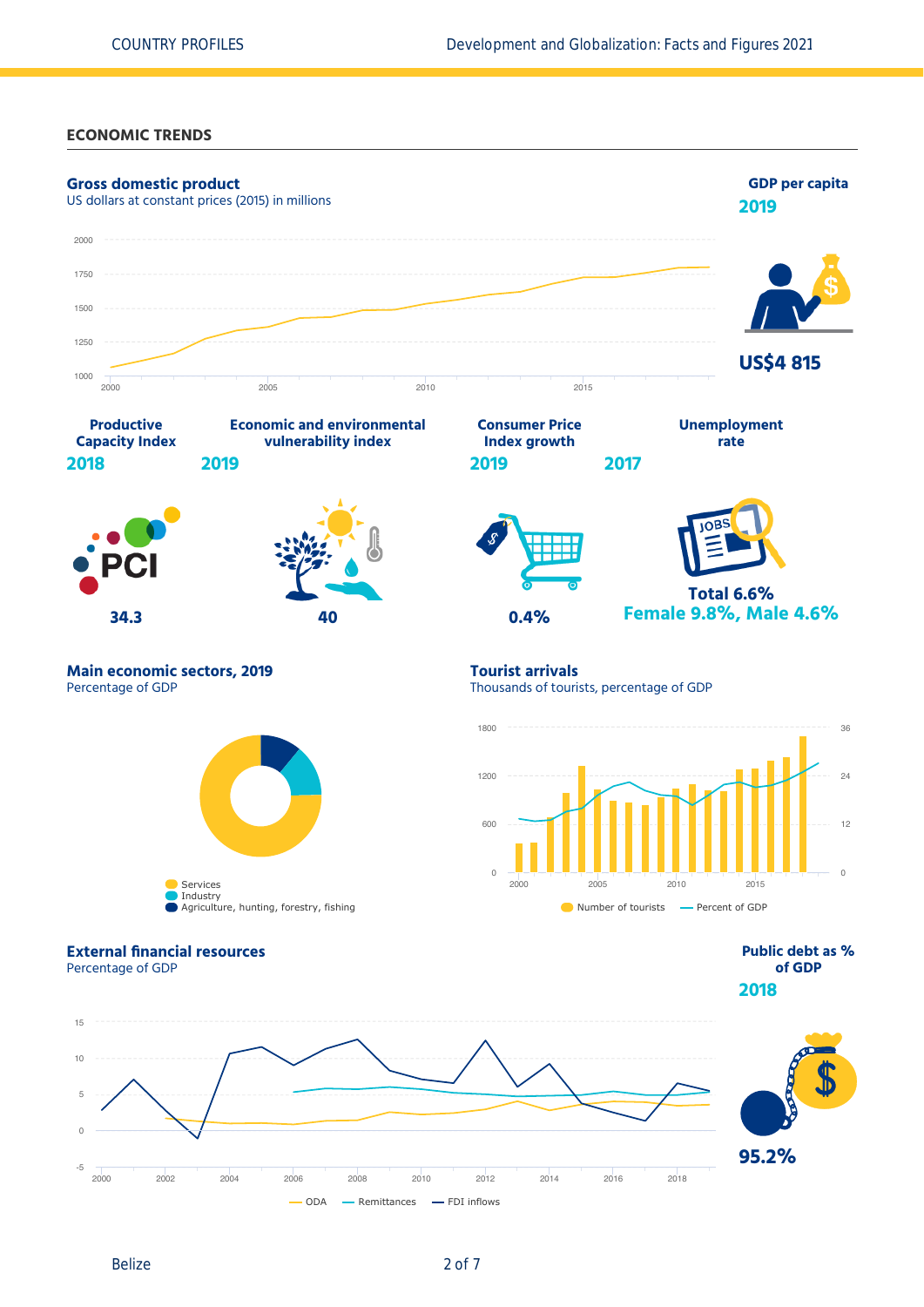## ECONOMIC TRENDS

### Gross domestic product

US dollars at constant prices (2015) in millions

### GDP per capita

**2019**

**US$4 815**

### Productive Capacity Index

**2018**

**34.3**

### Economic and environmental vulnerability index

**2019**

**40**

### Consumer Price Index growth

**2019**

**0.4%**

### Unemployment rate

**2017**

**Total 6.6%**
**Female 9.8%, Male 4.6%**

### Main economic sectors, 2019

Percentage of GDP

- Services
- Industry
- Agriculture, hunting, forestry, fishing

### Tourist arrivals

Thousands of tourists, percentage of GDP

- Number of tourists
- Percent of GDP

### External financial resources

Percentage of GDP

- ODA
- Remittances
- FDI inflows

### Public debt as % of GDP

**2018**

**95.2%**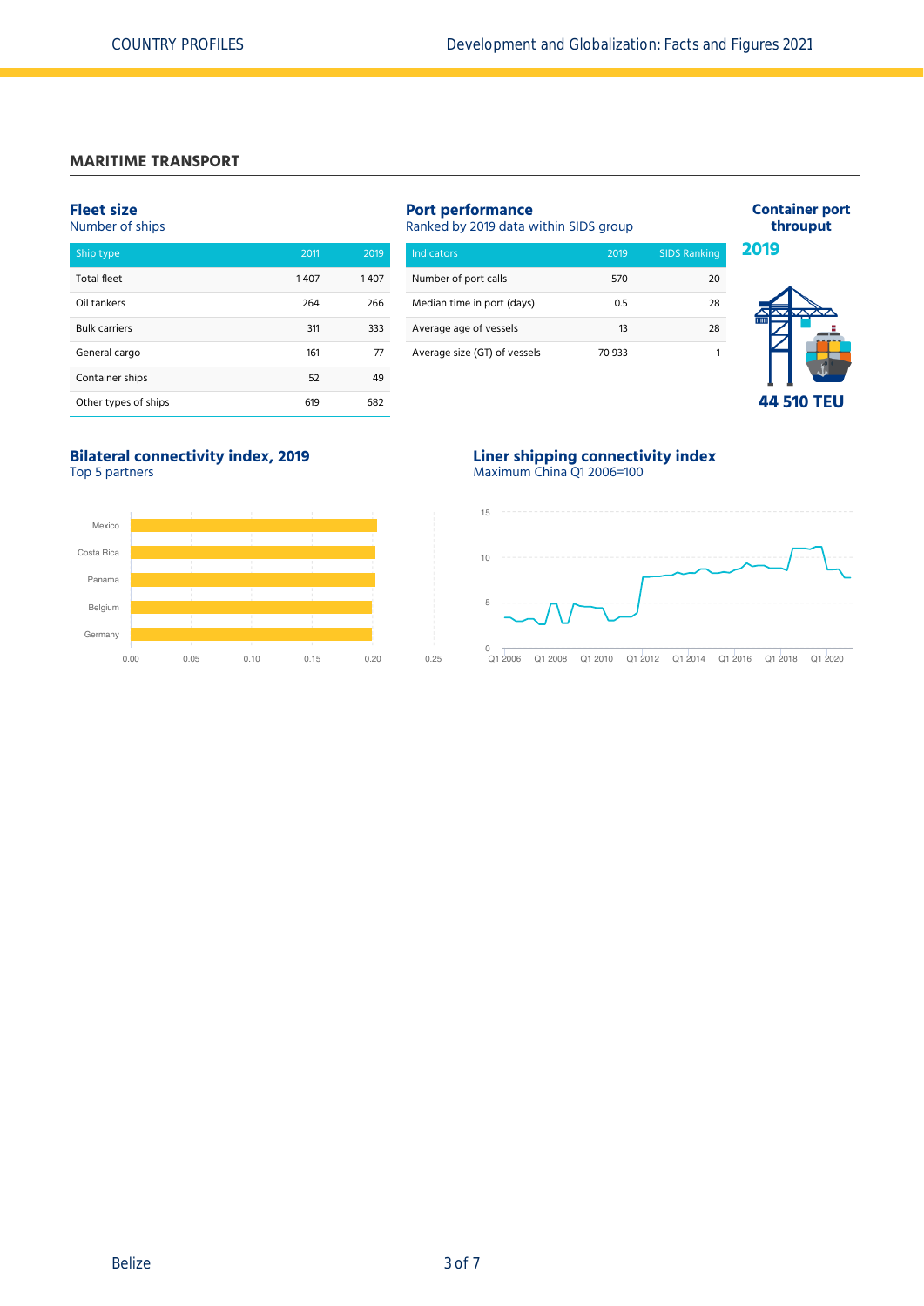## MARITIME TRANSPORT

### Fleet size
Number of ships

| Ship type | 2011 | 2019 |
|---|---|---|
| Total fleet | 1 407 | 1 407 |
| Oil tankers | 264 | 266 |
| Bulk carriers | 311 | 333 |
| General cargo | 161 | 77 |
| Container ships | 52 | 49 |
| Other types of ships | 619 | 682 |

### Port performance
Ranked by 2019 data within SIDS group

| Indicators | 2019 | SIDS Ranking |
|---|---|---|
| Number of port calls | 570 | 20 |
| Median time in port (days) | 0.5 | 28 |
| Average age of vessels | 13 | 28 |
| Average size (GT) of vessels | 70 933 | 1 |

### Container port throuput
**2019**

**44 510 TEU**

### Bilateral connectivity index, 2019
Top 5 partners

Mexico, Costa Rica, Panama, Belgium, Germany

0.00 0.05 0.10 0.15 0.20 0.25

### Liner shipping connectivity index
Maximum China Q1 2006=100

15 10 5 0

Q1 2006 Q1 2008 Q1 2010 Q1 2012 Q1 2014 Q1 2016 Q1 2018 Q1 2020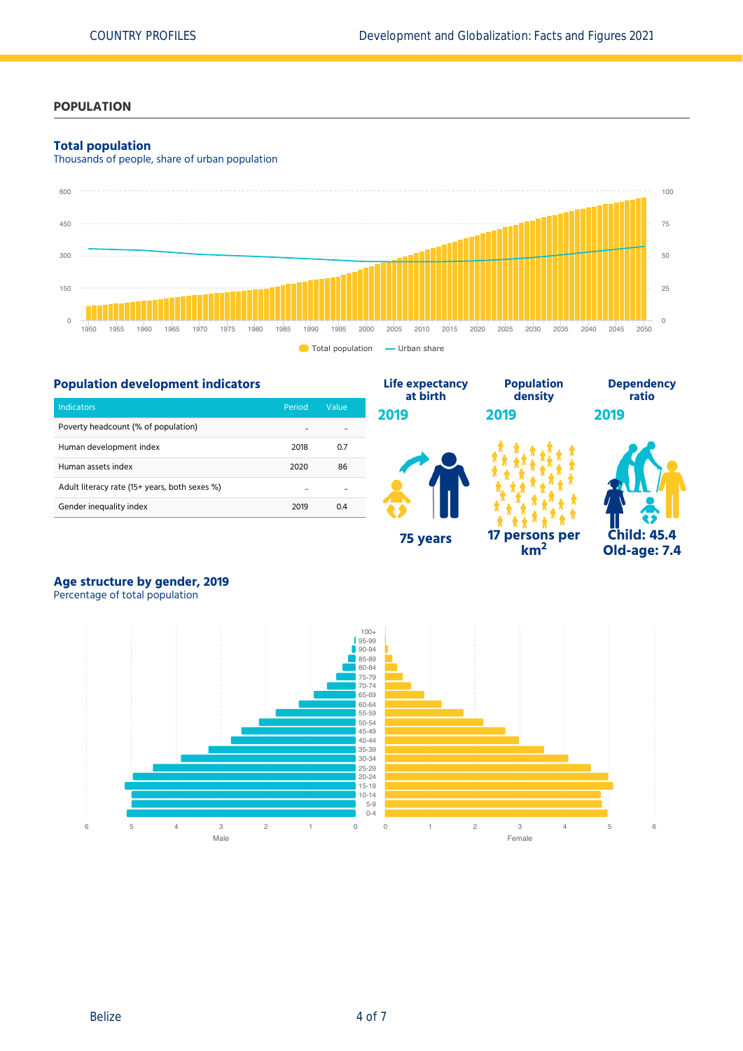## POPULATION

### Total population

Thousands of people, share of urban population

Total population — Urban share

### Population development indicators

| Indicators | Period | Value |
|---|---|---|
| Poverty headcount (% of population) | .. | .. |
| Human development index | 2018 | 0.7 |
| Human assets index | 2020 | 86 |
| Adult literacy rate (15+ years, both sexes %) | .. | .. |
| Gender inequality index | 2019 | 0.4 |

**Life expectancy at birth**

**2019**

**75 years**

**Population density**

**2019**

**17 persons per km²**

**Dependency ratio**

**2019**

**Child: 45.4**
**Old-age: 7.4**

### Age structure by gender, 2019

Percentage of total population

Male — Female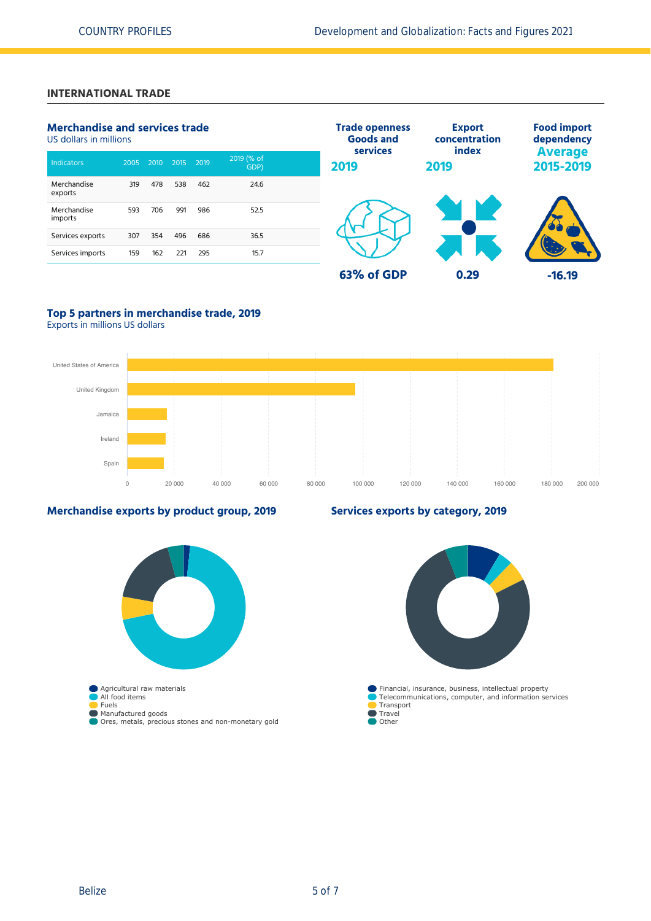## INTERNATIONAL TRADE

### Merchandise and services trade

US dollars in millions

| Indicators | 2005 | 2010 | 2015 | 2019 | 2019 (% of GDP) |
|---|---|---|---|---|---|
| Merchandise exports | 319 | 478 | 538 | 462 | 24.6 |
| Merchandise imports | 593 | 706 | 991 | 986 | 52.5 |
| Services exports | 307 | 354 | 496 | 686 | 36.5 |
| Services imports | 159 | 162 | 221 | 295 | 15.7 |

**Trade openness Goods and services 2019**

**63% of GDP**

**Export concentration index 2019**

**0.29**

**Food import dependency Average 2015-2019**

**-16.19**

### Top 5 partners in merchandise trade, 2019

Exports in millions US dollars

United States of America
United Kingdom
Jamaica
Ireland
Spain

0 20 000 40 000 60 000 80 000 100 000 120 000 140 000 160 000 180 000 200 000

### Merchandise exports by product group, 2019

- Agricultural raw materials
- All food items
- Fuels
- Manufactured goods
- Ores, metals, precious stones and non-monetary gold

### Services exports by category, 2019

- Financial, insurance, business, intellectual property
- Telecommunications, computer, and information services
- Transport
- Travel
- Other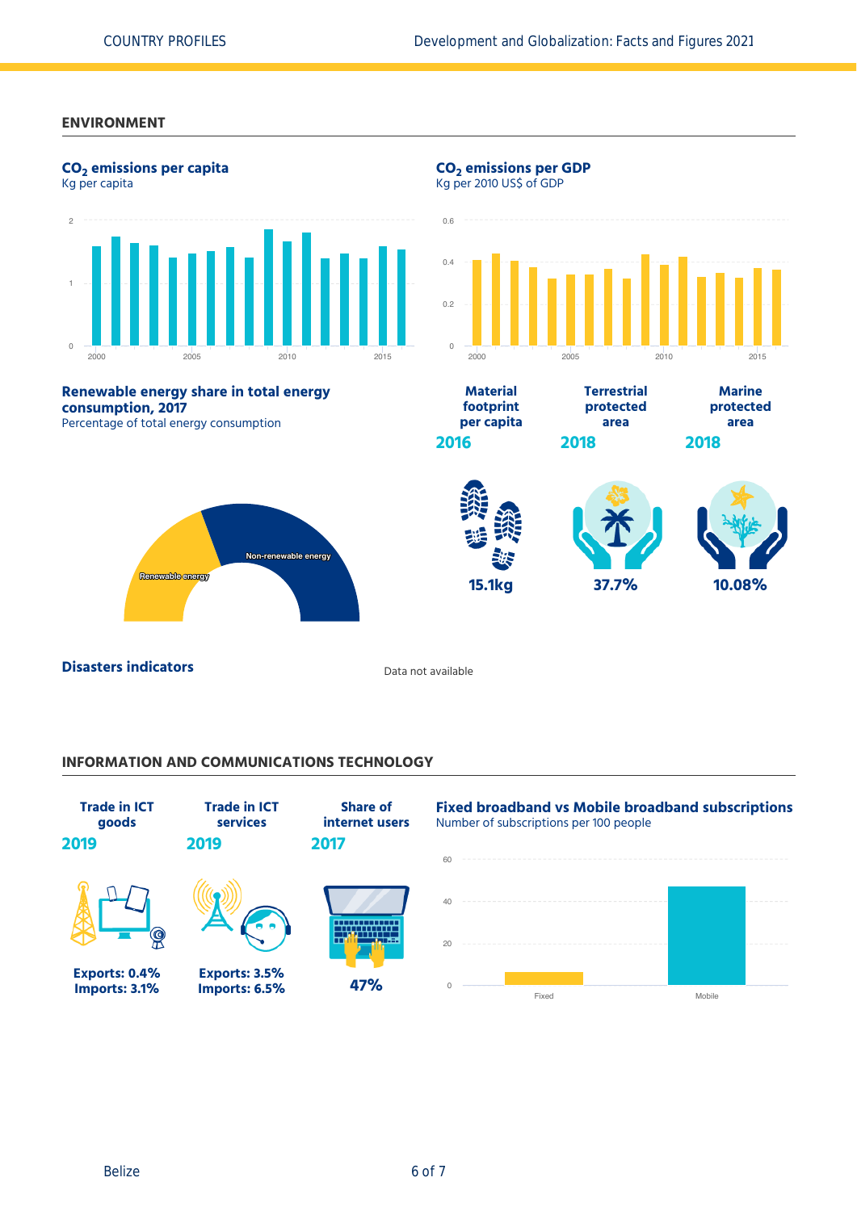## ENVIRONMENT

### $CO_2$ emissions per capita

Kg per capita

### $CO_2$ emissions per GDP

Kg per 2010 US$ of GDP

### Renewable energy share in total energy consumption, 2017

Percentage of total energy consumption

Renewable energy

Non-renewable energy

**Material footprint per capita**
**2016**
**15.1kg**

**Terrestrial protected area**
**2018**
**37.7%**

**Marine protected area**
**2018**
**10.08%**

### Disasters indicators

Data not available

## INFORMATION AND COMMUNICATIONS TECHNOLOGY

**Trade in ICT goods**
**2019**
**Exports: 0.4%**
**Imports: 3.1%**

**Trade in ICT services**
**2019**
**Exports: 3.5%**
**Imports: 6.5%**

**Share of internet users**
**2017**
**47%**

### Fixed broadband vs Mobile broadband subscriptions

Number of subscriptions per 100 people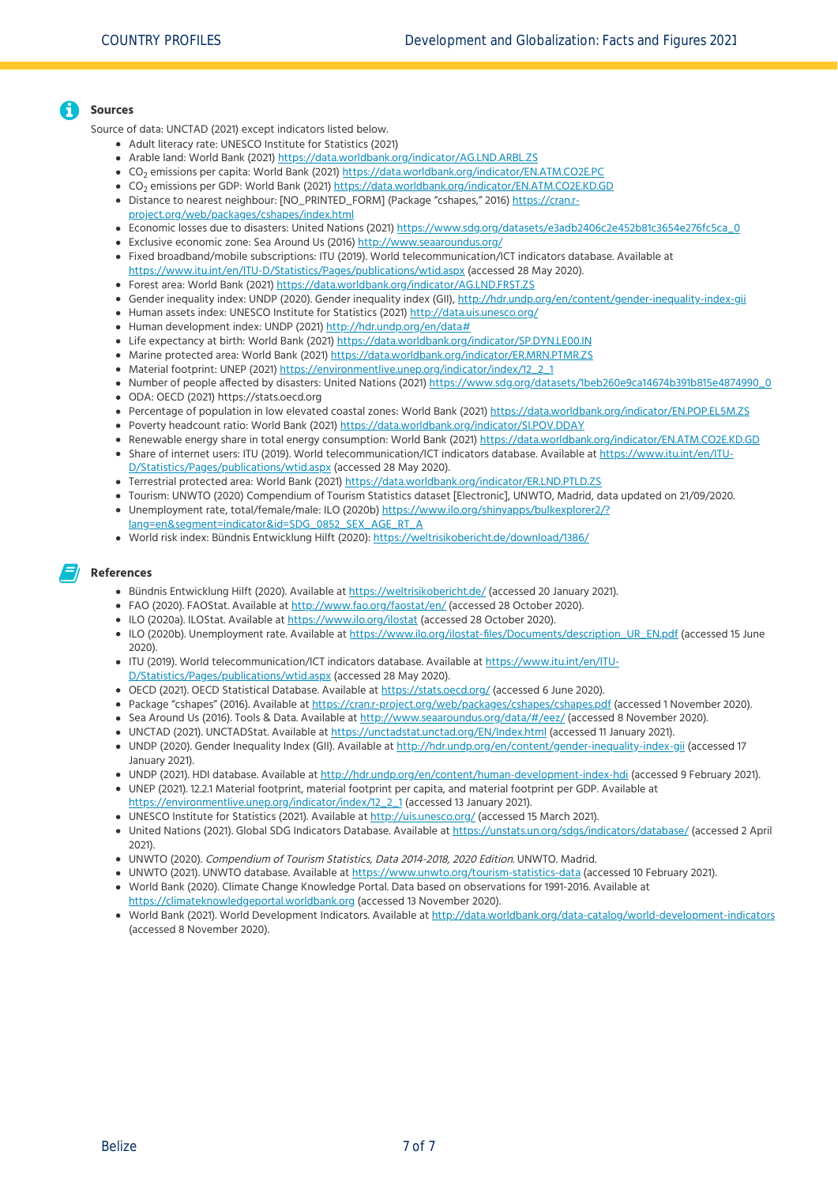## Sources

Source of data: UNCTAD (2021) except indicators listed below.

- Adult literacy rate: UNESCO Institute for Statistics (2021)
- Arable land: World Bank (2021) https://data.worldbank.org/indicator/AG.LND.ARBL.ZS
- $CO_2$ emissions per capita: World Bank (2021) https://data.worldbank.org/indicator/EN.ATM.CO2E.PC
- $CO_2$ emissions per GDP: World Bank (2021) https://data.worldbank.org/indicator/EN.ATM.CO2E.KD.GD
- Distance to nearest neighbour: [NO_PRINTED_FORM] (Package "cshapes," 2016) https://cran.r-project.org/web/packages/cshapes/index.html
- Economic losses due to disasters: United Nations (2021) https://www.sdg.org/datasets/e3adb2406c2e452b81c3654e276fc5ca_0
- Exclusive economic zone: Sea Around Us (2016) http://www.seaaroundus.org/
- Fixed broadband/mobile subscriptions: ITU (2019). World telecommunication/ICT indicators database. Available at https://www.itu.int/en/ITU-D/Statistics/Pages/publications/wtid.aspx (accessed 28 May 2020).
- Forest area: World Bank (2021) https://data.worldbank.org/indicator/AG.LND.FRST.ZS
- Gender inequality index: UNDP (2020). Gender inequality index (GII), http://hdr.undp.org/en/content/gender-inequality-index-gii
- Human assets index: UNESCO Institute for Statistics (2021) http://data.uis.unesco.org/
- Human development index: UNDP (2021) http://hdr.undp.org/en/data#
- Life expectancy at birth: World Bank (2021) https://data.worldbank.org/indicator/SP.DYN.LE00.IN
- Marine protected area: World Bank (2021) https://data.worldbank.org/indicator/ER.MRN.PTMR.ZS
- Material footprint: UNEP (2021) https://environmentlive.unep.org/indicator/index/12_2_1
- Number of people affected by disasters: United Nations (2021) https://www.sdg.org/datasets/1beb260e9ca14674b391b815e4874990_0
- ODA: OECD (2021) https://stats.oecd.org
- Percentage of population in low elevated coastal zones: World Bank (2021) https://data.worldbank.org/indicator/EN.POP.EL5M.ZS
- Poverty headcount ratio: World Bank (2021) https://data.worldbank.org/indicator/SI.POV.DDAY
- Renewable energy share in total energy consumption: World Bank (2021) https://data.worldbank.org/indicator/EN.ATM.CO2E.KD.GD
- Share of internet users: ITU (2019). World telecommunication/ICT indicators database. Available at https://www.itu.int/en/ITU-D/Statistics/Pages/publications/wtid.aspx (accessed 28 May 2020).
- Terrestrial protected area: World Bank (2021) https://data.worldbank.org/indicator/ER.LND.PTLD.ZS
- Tourism: UNWTO (2020) Compendium of Tourism Statistics dataset [Electronic], UNWTO, Madrid, data updated on 21/09/2020.
- Unemployment rate, total/female/male: ILO (2020b) https://www.ilo.org/shinyapps/bulkexplorer2/?lang=en&segment=indicator&id=SDG_0852_SEX_AGE_RT_A
- World risk index: Bündnis Entwicklung Hilft (2020): https://weltrisikobericht.de/download/1386/

## References

- Bündnis Entwicklung Hilft (2020). Available at https://weltrisikobericht.de/ (accessed 20 January 2021).
- FAO (2020). FAOStat. Available at http://www.fao.org/faostat/en/ (accessed 28 October 2020).
- ILO (2020a). ILOStat. Available at https://www.ilo.org/ilostat (accessed 28 October 2020).
- ILO (2020b). Unemployment rate. Available at https://www.ilo.org/ilostat-files/Documents/description_UR_EN.pdf (accessed 15 June 2020).
- ITU (2019). World telecommunication/ICT indicators database. Available at https://www.itu.int/en/ITU-D/Statistics/Pages/publications/wtid.aspx (accessed 28 May 2020).
- OECD (2021). OECD Statistical Database. Available at https://stats.oecd.org/ (accessed 6 June 2020).
- Package "cshapes" (2016). Available at https://cran.r-project.org/web/packages/cshapes/cshapes.pdf (accessed 1 November 2020).
- Sea Around Us (2016). Tools & Data. Available at http://www.seaaroundus.org/data/#/eez/ (accessed 8 November 2020).
- UNCTAD (2021). UNCTADStat. Available at https://unctadstat.unctad.org/EN/Index.html (accessed 11 January 2021).
- UNDP (2020). Gender Inequality Index (GII). Available at http://hdr.undp.org/en/content/gender-inequality-index-gii (accessed 17 January 2021).
- UNDP (2021). HDI database. Available at http://hdr.undp.org/en/content/human-development-index-hdi (accessed 9 February 2021).
- UNEP (2021). 12.2.1 Material footprint, material footprint per capita, and material footprint per GDP. Available at https://environmentlive.unep.org/indicator/index/12_2_1 (accessed 13 January 2021).
- UNESCO Institute for Statistics (2021). Available at http://uis.unesco.org/ (accessed 15 March 2021).
- United Nations (2021). Global SDG Indicators Database. Available at https://unstats.un.org/sdgs/indicators/database/ (accessed 2 April 2021).
- UNWTO (2020). *Compendium of Tourism Statistics, Data 2014-2018, 2020 Edition*. UNWTO. Madrid.
- UNWTO (2021). UNWTO database. Available at https://www.unwto.org/tourism-statistics-data (accessed 10 February 2021).
- World Bank (2020). Climate Change Knowledge Portal. Data based on observations for 1991-2016. Available at https://climateknowledgeportal.worldbank.org (accessed 13 November 2020).
- World Bank (2021). World Development Indicators. Available at http://data.worldbank.org/data-catalog/world-development-indicators (accessed 8 November 2020).